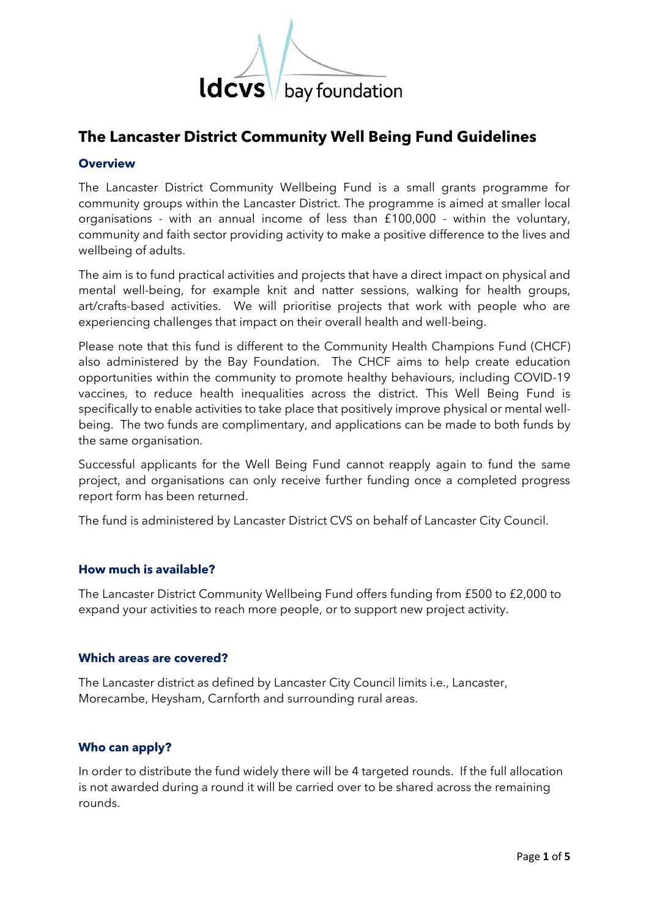# The Lancaster District Community Well Being Fund Guidelines

### Overview

The Lancaster District Community Wellbeing Fund is a small grants programme for community groups within the Lancaster District. The programme is aimed at smaller local organisations - with an annual income of less than £100,000 - within the voluntary, community and faith sector providing activity to make a positive difference to the lives and wellbeing of adults.

The aim is to fund practical activities and projects that have a direct impact on physical and mental well-being, for example knit and natter sessions, walking for health groups, art/crafts-based activities. We will prioritise projects that work with people who are experiencing challenges that impact on their overall health and well-being.

Please note that this fund is different to the Community Health Champions Fund (CHCF) also administered by the Bay Foundation. The CHCF aims to help create education opportunities within the community to promote healthy behaviours, including COVID-19 vaccines, to reduce health inequalities across the district. This Well Being Fund is specifically to enable activities to take place that positively improve physical or mental well-being. The two funds are complimentary, and applications can be made to both funds by the same organisation.

Successful applicants for the Well Being Fund cannot reapply again to fund the same project, and organisations can only receive further funding once a completed progress report form has been returned.

The fund is administered by Lancaster District CVS on behalf of Lancaster City Council.

### How much is available?

The Lancaster District Community Wellbeing Fund offers funding from £500 to £2,000 to expand your activities to reach more people, or to support new project activity.

### Which areas are covered?

The Lancaster district as defined by Lancaster City Council limits i.e., Lancaster, Morecambe, Heysham, Carnforth and surrounding rural areas.

### Who can apply?

In order to distribute the fund widely there will be 4 targeted rounds. If the full allocation is not awarded during a round it will be carried over to be shared across the remaining rounds.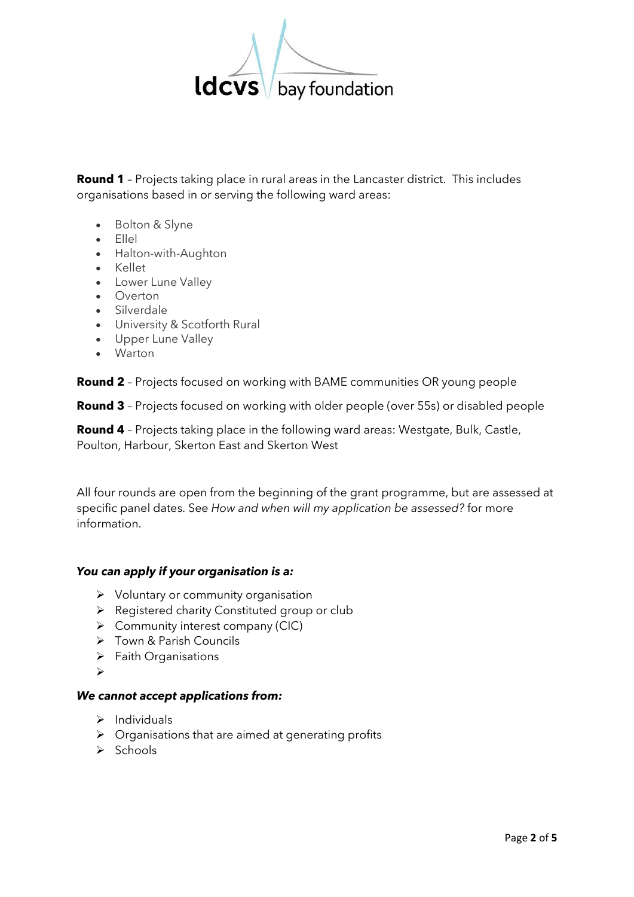**Round 1** – Projects taking place in rural areas in the Lancaster district. This includes organisations based in or serving the following ward areas:

- Bolton & Slyne
- Ellel
- Halton-with-Aughton
- Kellet
- Lower Lune Valley
- Overton
- Silverdale
- University & Scotforth Rural
- Upper Lune Valley
- Warton

**Round 2** – Projects focused on working with BAME communities OR young people

**Round 3** – Projects focused on working with older people (over 55s) or disabled people

**Round 4** – Projects taking place in the following ward areas: Westgate, Bulk, Castle, Poulton, Harbour, Skerton East and Skerton West

All four rounds are open from the beginning of the grant programme, but are assessed at specific panel dates. See *How and when will my application be assessed?* for more information.

***You can apply if your organisation is a:***

- Voluntary or community organisation
- Registered charity Constituted group or club
- Community interest company (CIC)
- Town & Parish Councils
- Faith Organisations

***We cannot accept applications from:***

- Individuals
- Organisations that are aimed at generating profits
- Schools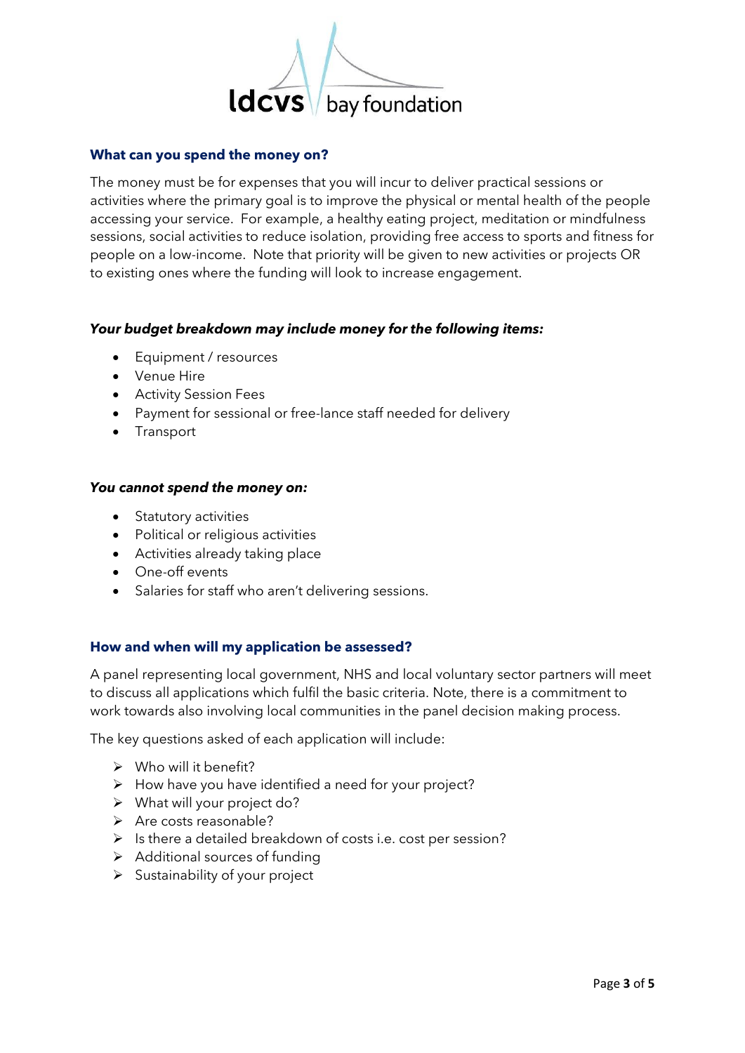## What can you spend the money on?

The money must be for expenses that you will incur to deliver practical sessions or activities where the primary goal is to improve the physical or mental health of the people accessing your service. For example, a healthy eating project, meditation or mindfulness sessions, social activities to reduce isolation, providing free access to sports and fitness for people on a low-income. Note that priority will be given to new activities or projects OR to existing ones where the funding will look to increase engagement.

### *Your budget breakdown may include money for the following items:*

- Equipment / resources
- Venue Hire
- Activity Session Fees
- Payment for sessional or free-lance staff needed for delivery
- Transport

### *You cannot spend the money on:*

- Statutory activities
- Political or religious activities
- Activities already taking place
- One-off events
- Salaries for staff who aren't delivering sessions.

## How and when will my application be assessed?

A panel representing local government, NHS and local voluntary sector partners will meet to discuss all applications which fulfil the basic criteria. Note, there is a commitment to work towards also involving local communities in the panel decision making process.

The key questions asked of each application will include:

- Who will it benefit?
- How have you have identified a need for your project?
- What will your project do?
- Are costs reasonable?
- Is there a detailed breakdown of costs i.e. cost per session?
- Additional sources of funding
- Sustainability of your project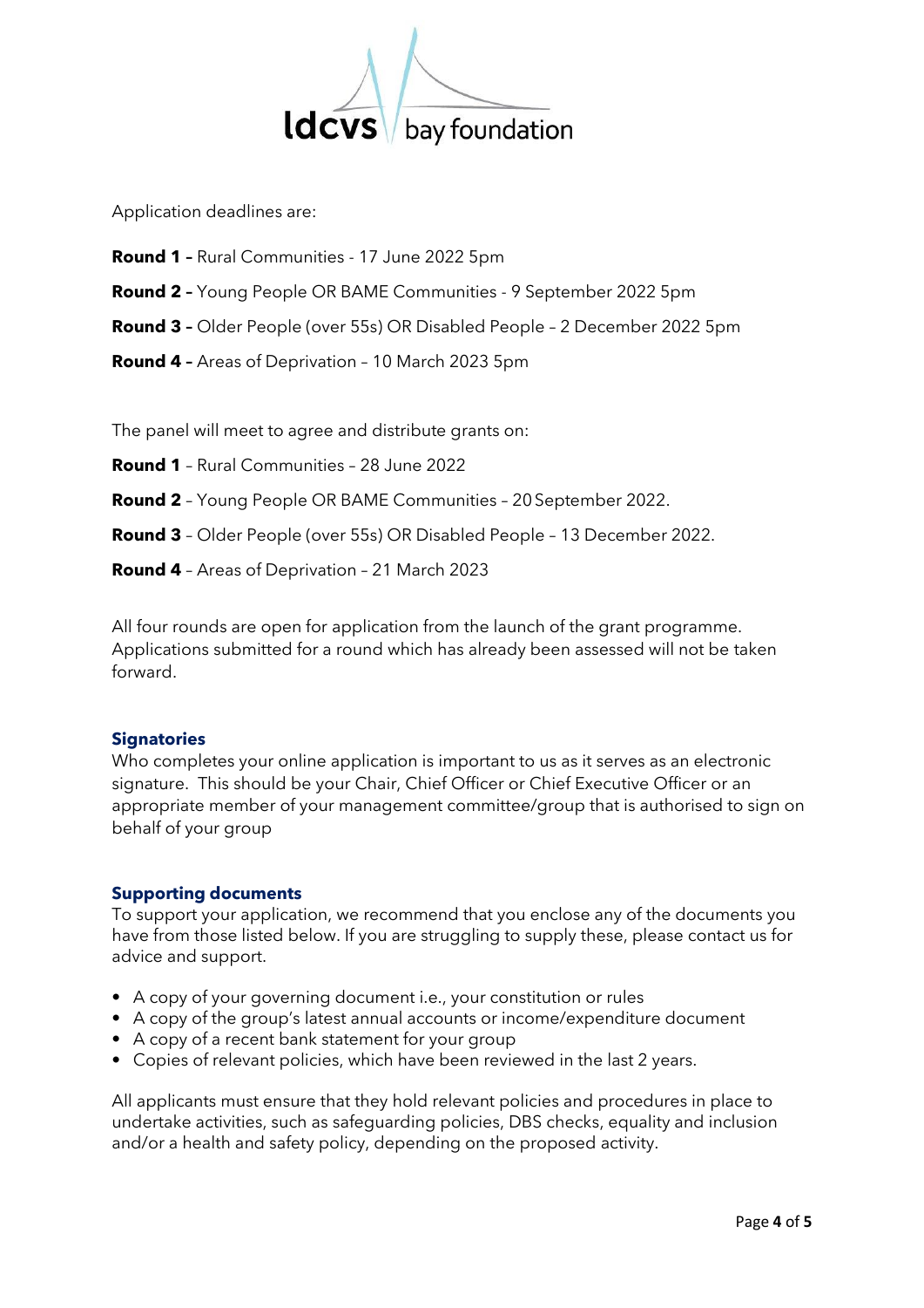Application deadlines are:

**Round 1 –** Rural Communities - 17 June 2022 5pm

**Round 2 –** Young People OR BAME Communities - 9 September 2022 5pm

**Round 3 –** Older People (over 55s) OR Disabled People – 2 December 2022 5pm

**Round 4 –** Areas of Deprivation – 10 March 2023 5pm

The panel will meet to agree and distribute grants on:

**Round 1** – Rural Communities – 28 June 2022

**Round 2** – Young People OR BAME Communities – 20 September 2022.

**Round 3** – Older People (over 55s) OR Disabled People – 13 December 2022.

**Round 4** – Areas of Deprivation – 21 March 2023

All four rounds are open for application from the launch of the grant programme. Applications submitted for a round which has already been assessed will not be taken forward.

### Signatories

Who completes your online application is important to us as it serves as an electronic signature. This should be your Chair, Chief Officer or Chief Executive Officer or an appropriate member of your management committee/group that is authorised to sign on behalf of your group

### Supporting documents

To support your application, we recommend that you enclose any of the documents you have from those listed below. If you are struggling to supply these, please contact us for advice and support.

- A copy of your governing document i.e., your constitution or rules
- A copy of the group's latest annual accounts or income/expenditure document
- A copy of a recent bank statement for your group
- Copies of relevant policies, which have been reviewed in the last 2 years.

All applicants must ensure that they hold relevant policies and procedures in place to undertake activities, such as safeguarding policies, DBS checks, equality and inclusion and/or a health and safety policy, depending on the proposed activity.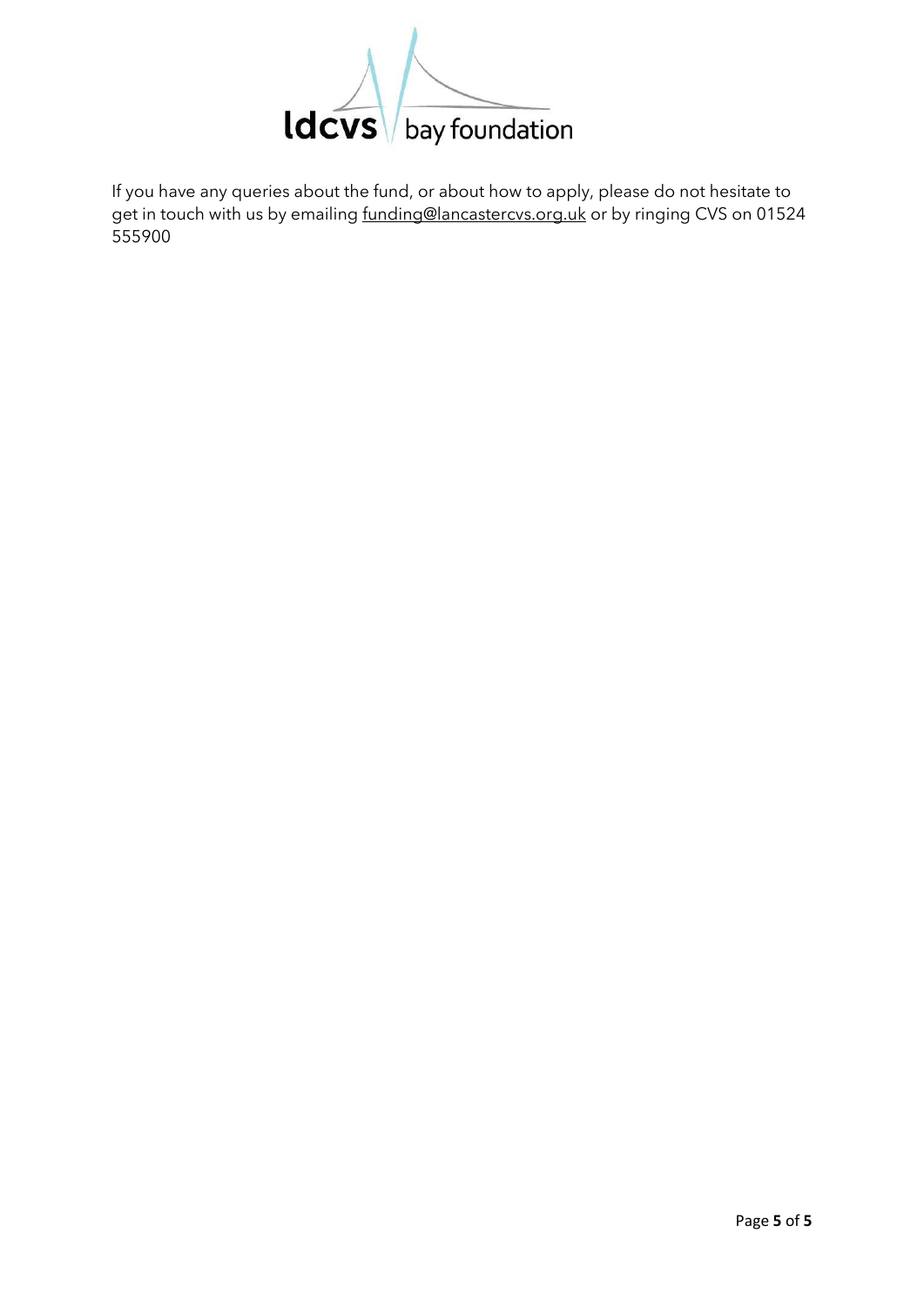ldcvs bay foundation

If you have any queries about the fund, or about how to apply, please do not hesitate to get in touch with us by emailing funding@lancastercvs.org.uk or by ringing CVS on 01524 555900